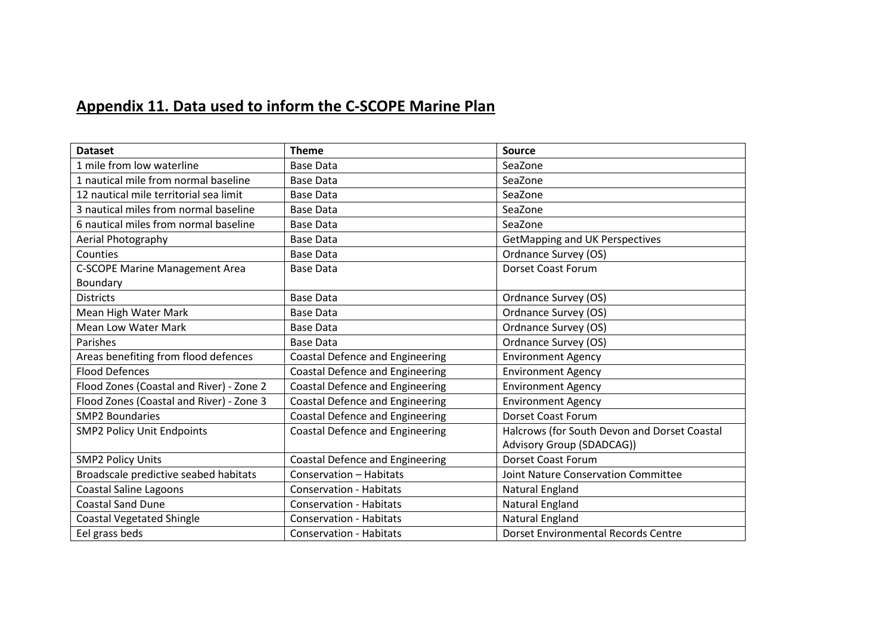## Appendix 11. Data used to inform the C-SCOPE Marine Plan

| Dataset | Theme | Source |
|---|---|---|
| 1 mile from low waterline | Base Data | SeaZone |
| 1 nautical mile from normal baseline | Base Data | SeaZone |
| 12 nautical mile territorial sea limit | Base Data | SeaZone |
| 3 nautical miles from normal baseline | Base Data | SeaZone |
| 6 nautical miles from normal baseline | Base Data | SeaZone |
| Aerial Photography | Base Data | GetMapping and UK Perspectives |
| Counties | Base Data | Ordnance Survey (OS) |
| C-SCOPE Marine Management Area Boundary | Base Data | Dorset Coast Forum |
| Districts | Base Data | Ordnance Survey (OS) |
| Mean High Water Mark | Base Data | Ordnance Survey (OS) |
| Mean Low Water Mark | Base Data | Ordnance Survey (OS) |
| Parishes | Base Data | Ordnance Survey (OS) |
| Areas benefiting from flood defences | Coastal Defence and Engineering | Environment Agency |
| Flood Defences | Coastal Defence and Engineering | Environment Agency |
| Flood Zones (Coastal and River) - Zone 2 | Coastal Defence and Engineering | Environment Agency |
| Flood Zones (Coastal and River) - Zone 3 | Coastal Defence and Engineering | Environment Agency |
| SMP2 Boundaries | Coastal Defence and Engineering | Dorset Coast Forum |
| SMP2 Policy Unit Endpoints | Coastal Defence and Engineering | Halcrows (for South Devon and Dorset Coastal Advisory Group (SDADCAG)) |
| SMP2 Policy Units | Coastal Defence and Engineering | Dorset Coast Forum |
| Broadscale predictive seabed habitats | Conservation – Habitats | Joint Nature Conservation Committee |
| Coastal Saline Lagoons | Conservation - Habitats | Natural England |
| Coastal Sand Dune | Conservation - Habitats | Natural England |
| Coastal Vegetated Shingle | Conservation - Habitats | Natural England |
| Eel grass beds | Conservation - Habitats | Dorset Environmental Records Centre |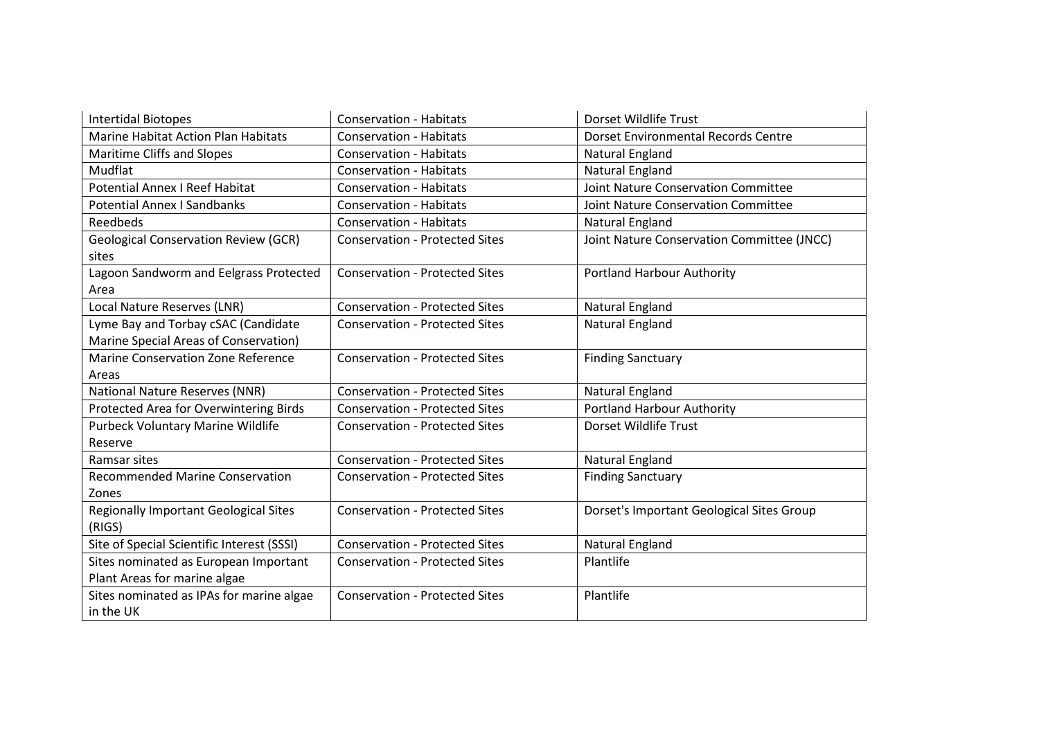| Intertidal Biotopes | Conservation - Habitats | Dorset Wildlife Trust |
|---|---|---|
| Marine Habitat Action Plan Habitats | Conservation - Habitats | Dorset Environmental Records Centre |
| Maritime Cliffs and Slopes | Conservation - Habitats | Natural England |
| Mudflat | Conservation - Habitats | Natural England |
| Potential Annex I Reef Habitat | Conservation - Habitats | Joint Nature Conservation Committee |
| Potential Annex I Sandbanks | Conservation - Habitats | Joint Nature Conservation Committee |
| Reedbeds | Conservation - Habitats | Natural England |
| Geological Conservation Review (GCR) sites | Conservation - Protected Sites | Joint Nature Conservation Committee (JNCC) |
| Lagoon Sandworm and Eelgrass Protected Area | Conservation - Protected Sites | Portland Harbour Authority |
| Local Nature Reserves (LNR) | Conservation - Protected Sites | Natural England |
| Lyme Bay and Torbay cSAC (Candidate Marine Special Areas of Conservation) | Conservation - Protected Sites | Natural England |
| Marine Conservation Zone Reference Areas | Conservation - Protected Sites | Finding Sanctuary |
| National Nature Reserves (NNR) | Conservation - Protected Sites | Natural England |
| Protected Area for Overwintering Birds | Conservation - Protected Sites | Portland Harbour Authority |
| Purbeck Voluntary Marine Wildlife Reserve | Conservation - Protected Sites | Dorset Wildlife Trust |
| Ramsar sites | Conservation - Protected Sites | Natural England |
| Recommended Marine Conservation Zones | Conservation - Protected Sites | Finding Sanctuary |
| Regionally Important Geological Sites (RIGS) | Conservation - Protected Sites | Dorset's Important Geological Sites Group |
| Site of Special Scientific Interest (SSSI) | Conservation - Protected Sites | Natural England |
| Sites nominated as European Important Plant Areas for marine algae | Conservation - Protected Sites | Plantlife |
| Sites nominated as IPAs for marine algae in the UK | Conservation - Protected Sites | Plantlife |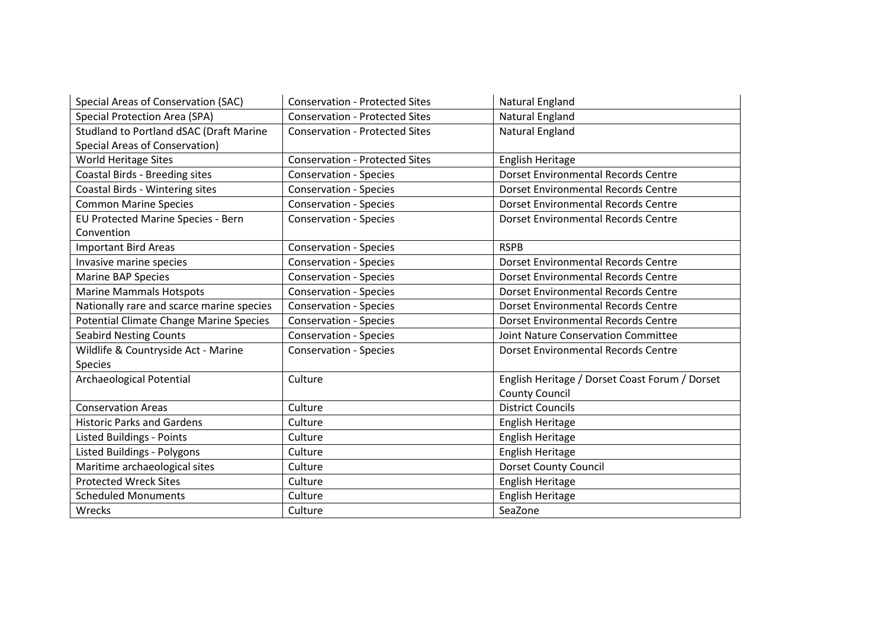| Special Areas of Conservation (SAC) | Conservation - Protected Sites | Natural England |
|---|---|---|
| Special Protection Area (SPA) | Conservation - Protected Sites | Natural England |
| Studland to Portland dSAC (Draft Marine Special Areas of Conservation) | Conservation - Protected Sites | Natural England |
| World Heritage Sites | Conservation - Protected Sites | English Heritage |
| Coastal Birds - Breeding sites | Conservation - Species | Dorset Environmental Records Centre |
| Coastal Birds - Wintering sites | Conservation - Species | Dorset Environmental Records Centre |
| Common Marine Species | Conservation - Species | Dorset Environmental Records Centre |
| EU Protected Marine Species - Bern Convention | Conservation - Species | Dorset Environmental Records Centre |
| Important Bird Areas | Conservation - Species | RSPB |
| Invasive marine species | Conservation - Species | Dorset Environmental Records Centre |
| Marine BAP Species | Conservation - Species | Dorset Environmental Records Centre |
| Marine Mammals Hotspots | Conservation - Species | Dorset Environmental Records Centre |
| Nationally rare and scarce marine species | Conservation - Species | Dorset Environmental Records Centre |
| Potential Climate Change Marine Species | Conservation - Species | Dorset Environmental Records Centre |
| Seabird Nesting Counts | Conservation - Species | Joint Nature Conservation Committee |
| Wildlife & Countryside Act - Marine Species | Conservation - Species | Dorset Environmental Records Centre |
| Archaeological Potential | Culture | English Heritage / Dorset Coast Forum / Dorset County Council |
| Conservation Areas | Culture | District Councils |
| Historic Parks and Gardens | Culture | English Heritage |
| Listed Buildings - Points | Culture | English Heritage |
| Listed Buildings - Polygons | Culture | English Heritage |
| Maritime archaeological sites | Culture | Dorset County Council |
| Protected Wreck Sites | Culture | English Heritage |
| Scheduled Monuments | Culture | English Heritage |
| Wrecks | Culture | SeaZone |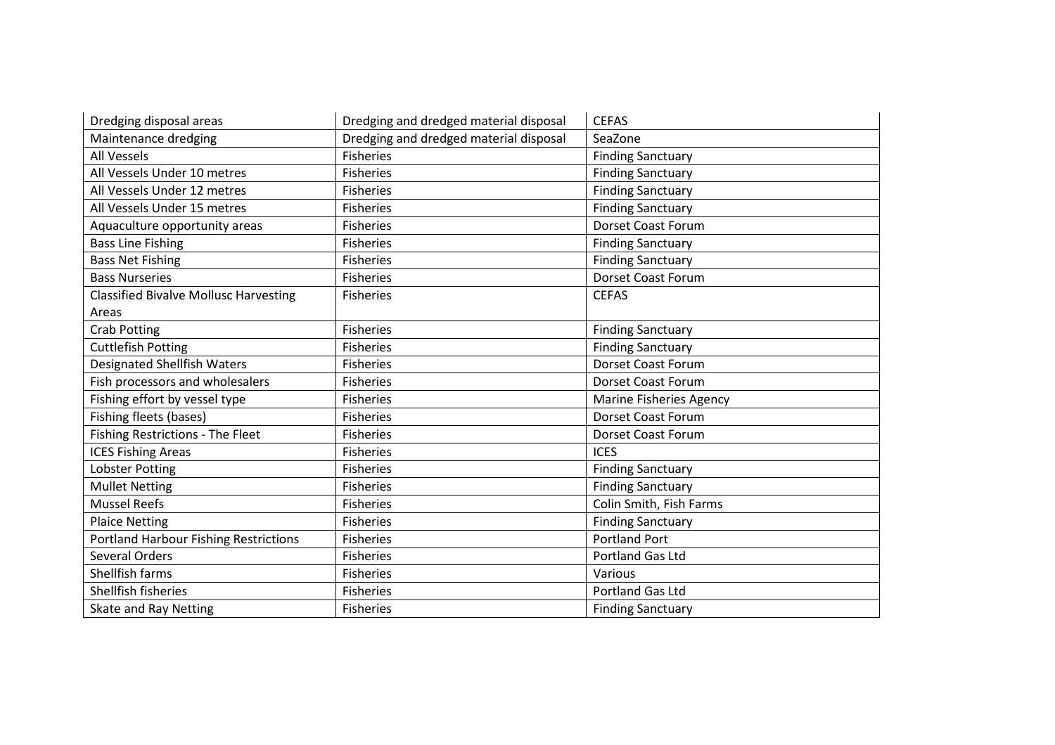| Dredging disposal areas | Dredging and dredged material disposal | CEFAS |
|---|---|---|
| Maintenance dredging | Dredging and dredged material disposal | SeaZone |
| All Vessels | Fisheries | Finding Sanctuary |
| All Vessels Under 10 metres | Fisheries | Finding Sanctuary |
| All Vessels Under 12 metres | Fisheries | Finding Sanctuary |
| All Vessels Under 15 metres | Fisheries | Finding Sanctuary |
| Aquaculture opportunity areas | Fisheries | Dorset Coast Forum |
| Bass Line Fishing | Fisheries | Finding Sanctuary |
| Bass Net Fishing | Fisheries | Finding Sanctuary |
| Bass Nurseries | Fisheries | Dorset Coast Forum |
| Classified Bivalve Mollusc Harvesting Areas | Fisheries | CEFAS |
| Crab Potting | Fisheries | Finding Sanctuary |
| Cuttlefish Potting | Fisheries | Finding Sanctuary |
| Designated Shellfish Waters | Fisheries | Dorset Coast Forum |
| Fish processors and wholesalers | Fisheries | Dorset Coast Forum |
| Fishing effort by vessel type | Fisheries | Marine Fisheries Agency |
| Fishing fleets (bases) | Fisheries | Dorset Coast Forum |
| Fishing Restrictions - The Fleet | Fisheries | Dorset Coast Forum |
| ICES Fishing Areas | Fisheries | ICES |
| Lobster Potting | Fisheries | Finding Sanctuary |
| Mullet Netting | Fisheries | Finding Sanctuary |
| Mussel Reefs | Fisheries | Colin Smith, Fish Farms |
| Plaice Netting | Fisheries | Finding Sanctuary |
| Portland Harbour Fishing Restrictions | Fisheries | Portland Port |
| Several Orders | Fisheries | Portland Gas Ltd |
| Shellfish farms | Fisheries | Various |
| Shellfish fisheries | Fisheries | Portland Gas Ltd |
| Skate and Ray Netting | Fisheries | Finding Sanctuary |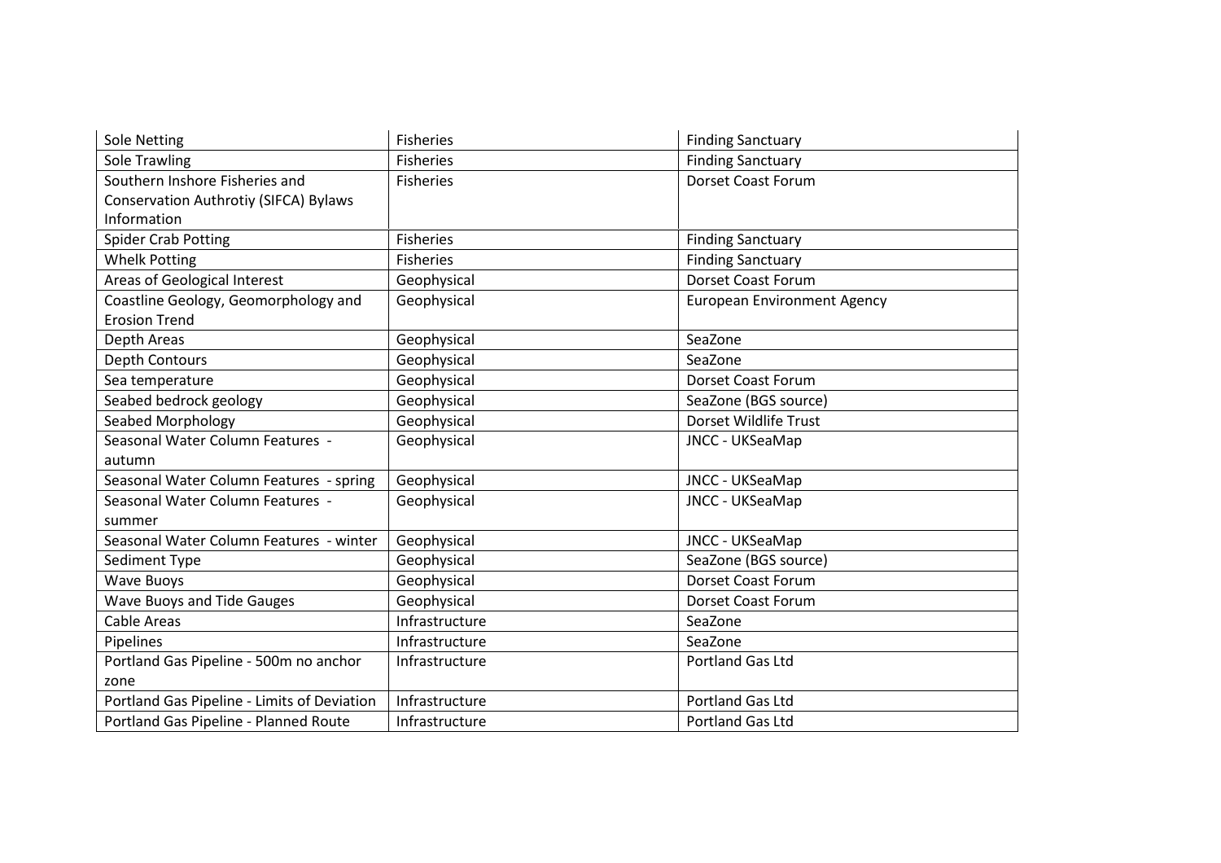| Sole Netting | Fisheries | Finding Sanctuary |
|---|---|---|
| Sole Trawling | Fisheries | Finding Sanctuary |
| Southern Inshore Fisheries and Conservation Authrotiy (SIFCA) Bylaws Information | Fisheries | Dorset Coast Forum |
| Spider Crab Potting | Fisheries | Finding Sanctuary |
| Whelk Potting | Fisheries | Finding Sanctuary |
| Areas of Geological Interest | Geophysical | Dorset Coast Forum |
| Coastline Geology, Geomorphology and Erosion Trend | Geophysical | European Environment Agency |
| Depth Areas | Geophysical | SeaZone |
| Depth Contours | Geophysical | SeaZone |
| Sea temperature | Geophysical | Dorset Coast Forum |
| Seabed bedrock geology | Geophysical | SeaZone (BGS source) |
| Seabed Morphology | Geophysical | Dorset Wildlife Trust |
| Seasonal Water Column Features - autumn | Geophysical | JNCC - UKSeaMap |
| Seasonal Water Column Features - spring | Geophysical | JNCC - UKSeaMap |
| Seasonal Water Column Features - summer | Geophysical | JNCC - UKSeaMap |
| Seasonal Water Column Features - winter | Geophysical | JNCC - UKSeaMap |
| Sediment Type | Geophysical | SeaZone (BGS source) |
| Wave Buoys | Geophysical | Dorset Coast Forum |
| Wave Buoys and Tide Gauges | Geophysical | Dorset Coast Forum |
| Cable Areas | Infrastructure | SeaZone |
| Pipelines | Infrastructure | SeaZone |
| Portland Gas Pipeline - 500m no anchor zone | Infrastructure | Portland Gas Ltd |
| Portland Gas Pipeline - Limits of Deviation | Infrastructure | Portland Gas Ltd |
| Portland Gas Pipeline - Planned Route | Infrastructure | Portland Gas Ltd |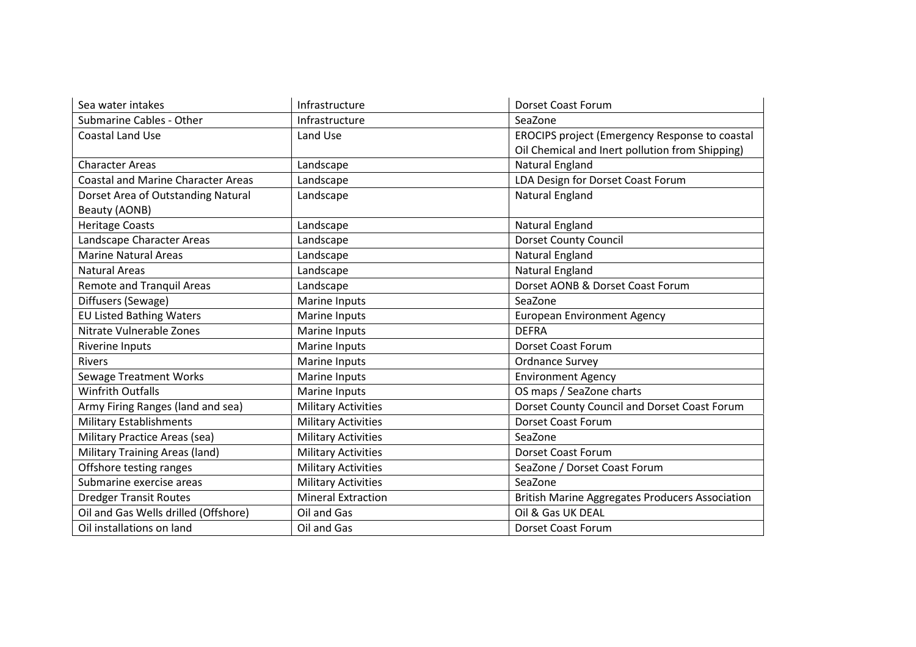| Sea water intakes | Infrastructure | Dorset Coast Forum |
|---|---|---|
| Submarine Cables - Other | Infrastructure | SeaZone |
| Coastal Land Use | Land Use | EROCIPS project (Emergency Response to coastal Oil Chemical and Inert pollution from Shipping) |
| Character Areas | Landscape | Natural England |
| Coastal and Marine Character Areas | Landscape | LDA Design for Dorset Coast Forum |
| Dorset Area of Outstanding Natural Beauty (AONB) | Landscape | Natural England |
| Heritage Coasts | Landscape | Natural England |
| Landscape Character Areas | Landscape | Dorset County Council |
| Marine Natural Areas | Landscape | Natural England |
| Natural Areas | Landscape | Natural England |
| Remote and Tranquil Areas | Landscape | Dorset AONB & Dorset Coast Forum |
| Diffusers (Sewage) | Marine Inputs | SeaZone |
| EU Listed Bathing Waters | Marine Inputs | European Environment Agency |
| Nitrate Vulnerable Zones | Marine Inputs | DEFRA |
| Riverine Inputs | Marine Inputs | Dorset Coast Forum |
| Rivers | Marine Inputs | Ordnance Survey |
| Sewage Treatment Works | Marine Inputs | Environment Agency |
| Winfrith Outfalls | Marine Inputs | OS maps / SeaZone charts |
| Army Firing Ranges (land and sea) | Military Activities | Dorset County Council and Dorset Coast Forum |
| Military Establishments | Military Activities | Dorset Coast Forum |
| Military Practice Areas (sea) | Military Activities | SeaZone |
| Military Training Areas (land) | Military Activities | Dorset Coast Forum |
| Offshore testing ranges | Military Activities | SeaZone / Dorset Coast Forum |
| Submarine exercise areas | Military Activities | SeaZone |
| Dredger Transit Routes | Mineral Extraction | British Marine Aggregates Producers Association |
| Oil and Gas Wells drilled (Offshore) | Oil and Gas | Oil & Gas UK DEAL |
| Oil installations on land | Oil and Gas | Dorset Coast Forum |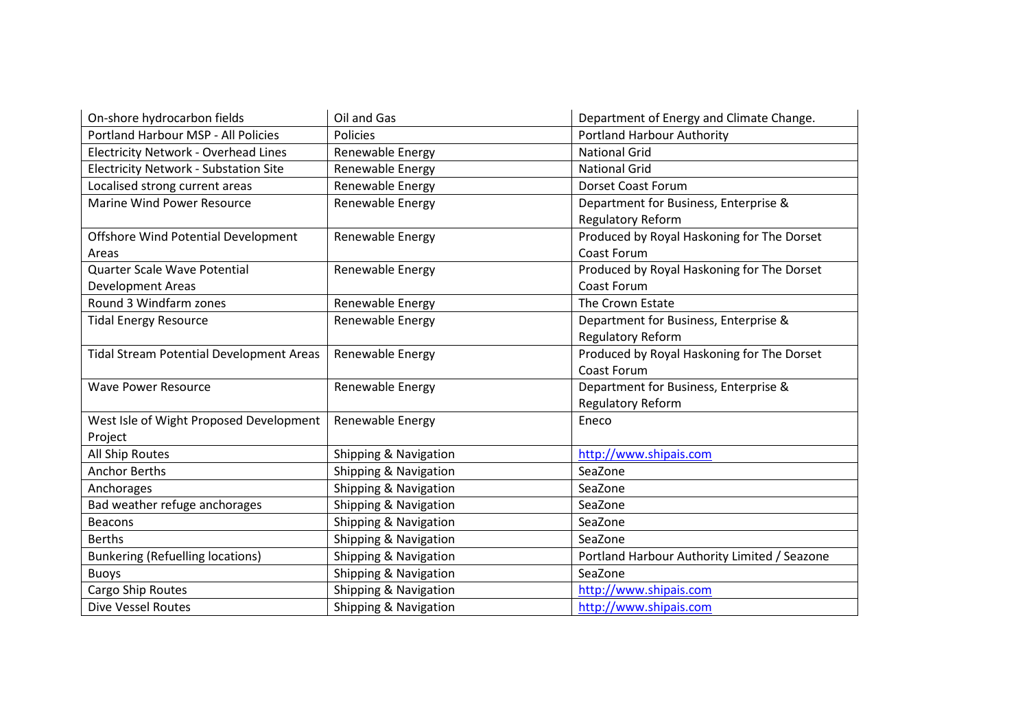| On-shore hydrocarbon fields | Oil and Gas | Department of Energy and Climate Change. |
|---|---|---|
| Portland Harbour MSP - All Policies | Policies | Portland Harbour Authority |
| Electricity Network - Overhead Lines | Renewable Energy | National Grid |
| Electricity Network - Substation Site | Renewable Energy | National Grid |
| Localised strong current areas | Renewable Energy | Dorset Coast Forum |
| Marine Wind Power Resource | Renewable Energy | Department for Business, Enterprise & Regulatory Reform |
| Offshore Wind Potential Development Areas | Renewable Energy | Produced by Royal Haskoning for The Dorset Coast Forum |
| Quarter Scale Wave Potential Development Areas | Renewable Energy | Produced by Royal Haskoning for The Dorset Coast Forum |
| Round 3 Windfarm zones | Renewable Energy | The Crown Estate |
| Tidal Energy Resource | Renewable Energy | Department for Business, Enterprise & Regulatory Reform |
| Tidal Stream Potential Development Areas | Renewable Energy | Produced by Royal Haskoning for The Dorset Coast Forum |
| Wave Power Resource | Renewable Energy | Department for Business, Enterprise & Regulatory Reform |
| West Isle of Wight Proposed Development Project | Renewable Energy | Eneco |
| All Ship Routes | Shipping & Navigation | http://www.shipais.com |
| Anchor Berths | Shipping & Navigation | SeaZone |
| Anchorages | Shipping & Navigation | SeaZone |
| Bad weather refuge anchorages | Shipping & Navigation | SeaZone |
| Beacons | Shipping & Navigation | SeaZone |
| Berths | Shipping & Navigation | SeaZone |
| Bunkering (Refuelling locations) | Shipping & Navigation | Portland Harbour Authority Limited / Seazone |
| Buoys | Shipping & Navigation | SeaZone |
| Cargo Ship Routes | Shipping & Navigation | http://www.shipais.com |
| Dive Vessel Routes | Shipping & Navigation | http://www.shipais.com |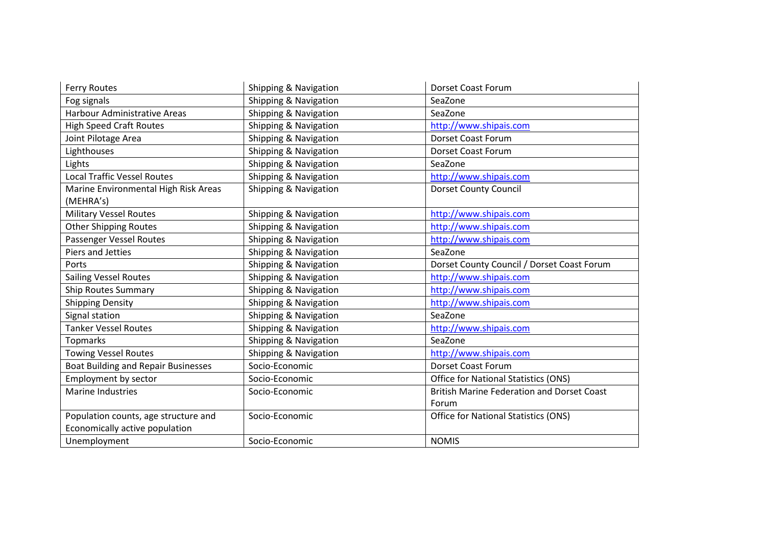| Ferry Routes | Shipping & Navigation | Dorset Coast Forum |
|---|---|---|
| Fog signals | Shipping & Navigation | SeaZone |
| Harbour Administrative Areas | Shipping & Navigation | SeaZone |
| High Speed Craft Routes | Shipping & Navigation | http://www.shipais.com |
| Joint Pilotage Area | Shipping & Navigation | Dorset Coast Forum |
| Lighthouses | Shipping & Navigation | Dorset Coast Forum |
| Lights | Shipping & Navigation | SeaZone |
| Local Traffic Vessel Routes | Shipping & Navigation | http://www.shipais.com |
| Marine Environmental High Risk Areas (MEHRA's) | Shipping & Navigation | Dorset County Council |
| Military Vessel Routes | Shipping & Navigation | http://www.shipais.com |
| Other Shipping Routes | Shipping & Navigation | http://www.shipais.com |
| Passenger Vessel Routes | Shipping & Navigation | http://www.shipais.com |
| Piers and Jetties | Shipping & Navigation | SeaZone |
| Ports | Shipping & Navigation | Dorset County Council / Dorset Coast Forum |
| Sailing Vessel Routes | Shipping & Navigation | http://www.shipais.com |
| Ship Routes Summary | Shipping & Navigation | http://www.shipais.com |
| Shipping Density | Shipping & Navigation | http://www.shipais.com |
| Signal station | Shipping & Navigation | SeaZone |
| Tanker Vessel Routes | Shipping & Navigation | http://www.shipais.com |
| Topmarks | Shipping & Navigation | SeaZone |
| Towing Vessel Routes | Shipping & Navigation | http://www.shipais.com |
| Boat Building and Repair Businesses | Socio-Economic | Dorset Coast Forum |
| Employment by sector | Socio-Economic | Office for National Statistics (ONS) |
| Marine Industries | Socio-Economic | British Marine Federation and Dorset Coast Forum |
| Population counts, age structure and Economically active population | Socio-Economic | Office for National Statistics (ONS) |
| Unemployment | Socio-Economic | NOMIS |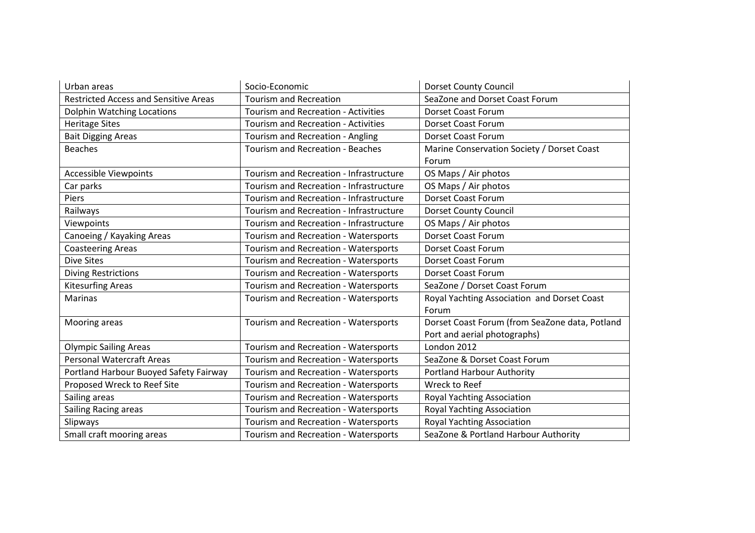| Urban areas | Socio-Economic | Dorset County Council |
|---|---|---|
| Restricted Access and Sensitive Areas | Tourism and Recreation | SeaZone and Dorset Coast Forum |
| Dolphin Watching Locations | Tourism and Recreation - Activities | Dorset Coast Forum |
| Heritage Sites | Tourism and Recreation - Activities | Dorset Coast Forum |
| Bait Digging Areas | Tourism and Recreation - Angling | Dorset Coast Forum |
| Beaches | Tourism and Recreation - Beaches | Marine Conservation Society / Dorset Coast Forum |
| Accessible Viewpoints | Tourism and Recreation - Infrastructure | OS Maps / Air photos |
| Car parks | Tourism and Recreation - Infrastructure | OS Maps / Air photos |
| Piers | Tourism and Recreation - Infrastructure | Dorset Coast Forum |
| Railways | Tourism and Recreation - Infrastructure | Dorset County Council |
| Viewpoints | Tourism and Recreation - Infrastructure | OS Maps / Air photos |
| Canoeing / Kayaking Areas | Tourism and Recreation - Watersports | Dorset Coast Forum |
| Coasteering Areas | Tourism and Recreation - Watersports | Dorset Coast Forum |
| Dive Sites | Tourism and Recreation - Watersports | Dorset Coast Forum |
| Diving Restrictions | Tourism and Recreation - Watersports | Dorset Coast Forum |
| Kitesurfing Areas | Tourism and Recreation - Watersports | SeaZone / Dorset Coast Forum |
| Marinas | Tourism and Recreation - Watersports | Royal Yachting Association and Dorset Coast Forum |
| Mooring areas | Tourism and Recreation - Watersports | Dorset Coast Forum (from SeaZone data, Potland Port and aerial photographs) |
| Olympic Sailing Areas | Tourism and Recreation - Watersports | London 2012 |
| Personal Watercraft Areas | Tourism and Recreation - Watersports | SeaZone & Dorset Coast Forum |
| Portland Harbour Buoyed Safety Fairway | Tourism and Recreation - Watersports | Portland Harbour Authority |
| Proposed Wreck to Reef Site | Tourism and Recreation - Watersports | Wreck to Reef |
| Sailing areas | Tourism and Recreation - Watersports | Royal Yachting Association |
| Sailing Racing areas | Tourism and Recreation - Watersports | Royal Yachting Association |
| Slipways | Tourism and Recreation - Watersports | Royal Yachting Association |
| Small craft mooring areas | Tourism and Recreation - Watersports | SeaZone & Portland Harbour Authority |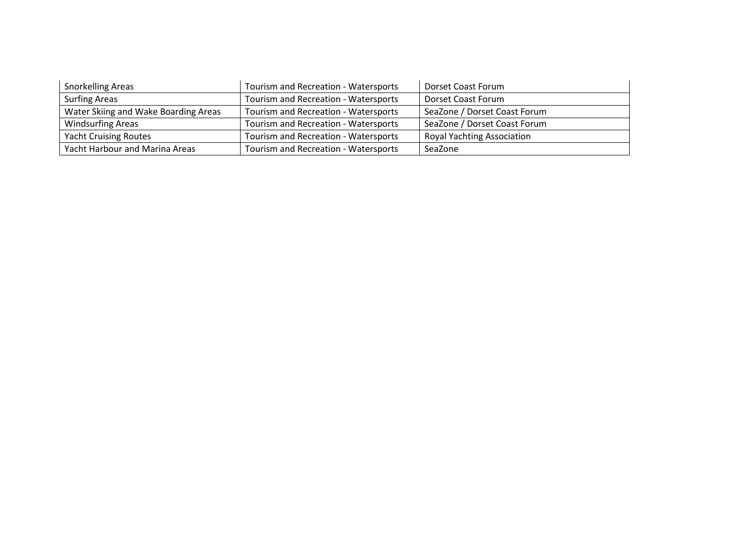| | | |
|---|---|---|
| Snorkelling Areas | Tourism and Recreation - Watersports | Dorset Coast Forum |
| Surfing Areas | Tourism and Recreation - Watersports | Dorset Coast Forum |
| Water Skiing and Wake Boarding Areas | Tourism and Recreation - Watersports | SeaZone / Dorset Coast Forum |
| Windsurfing Areas | Tourism and Recreation - Watersports | SeaZone / Dorset Coast Forum |
| Yacht Cruising Routes | Tourism and Recreation - Watersports | Royal Yachting Association |
| Yacht Harbour and Marina Areas | Tourism and Recreation - Watersports | SeaZone |